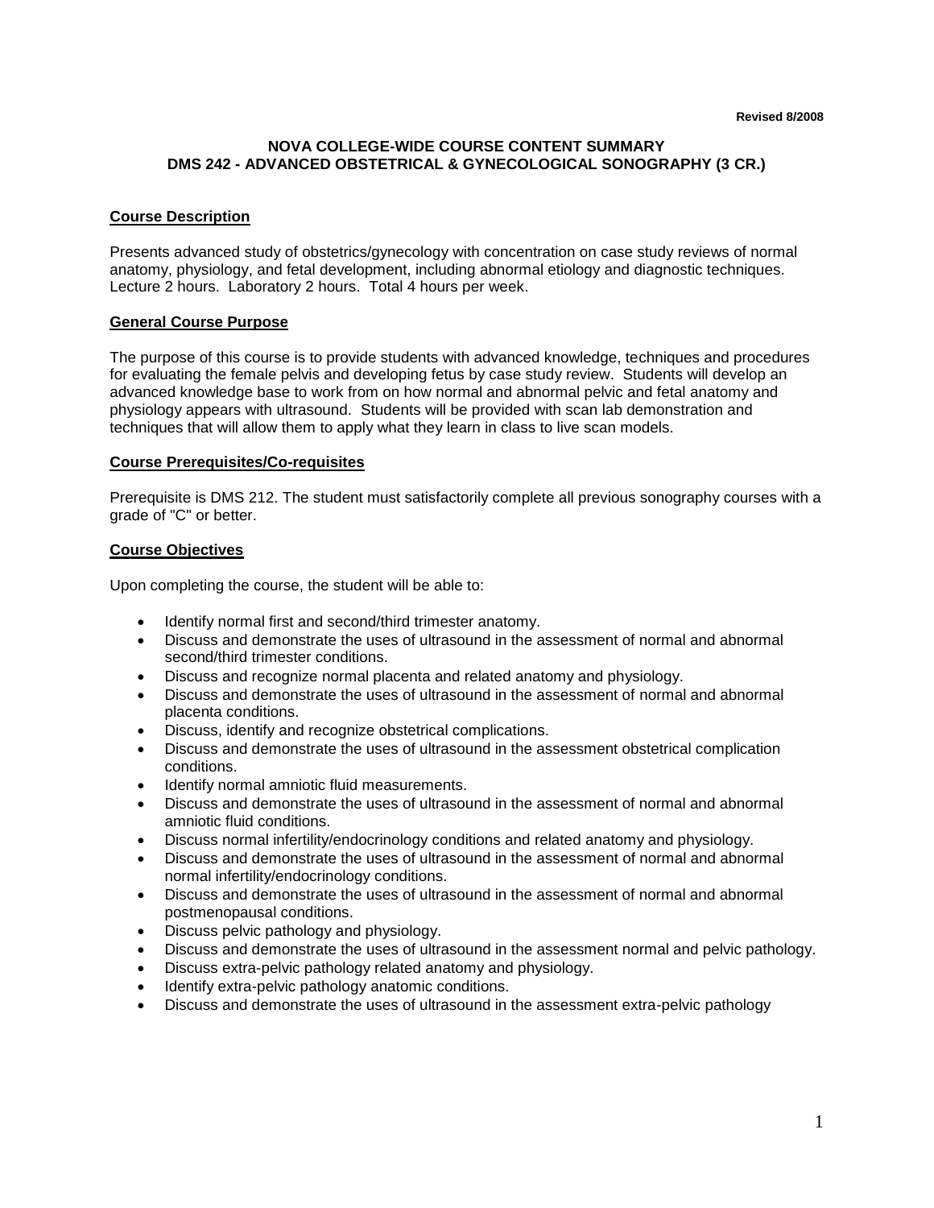**Revised 8/2008**

# NOVA COLLEGE-WIDE COURSE CONTENT SUMMARY
# DMS 242 - ADVANCED OBSTETRICAL & GYNECOLOGICAL SONOGRAPHY (3 CR.)

## Course Description

Presents advanced study of obstetrics/gynecology with concentration on case study reviews of normal anatomy, physiology, and fetal development, including abnormal etiology and diagnostic techniques. Lecture 2 hours. Laboratory 2 hours. Total 4 hours per week.

## General Course Purpose

The purpose of this course is to provide students with advanced knowledge, techniques and procedures for evaluating the female pelvis and developing fetus by case study review. Students will develop an advanced knowledge base to work from on how normal and abnormal pelvic and fetal anatomy and physiology appears with ultrasound. Students will be provided with scan lab demonstration and techniques that will allow them to apply what they learn in class to live scan models.

## Course Prerequisites/Co-requisites

Prerequisite is DMS 212. The student must satisfactorily complete all previous sonography courses with a grade of "C" or better.

## Course Objectives

Upon completing the course, the student will be able to:

- Identify normal first and second/third trimester anatomy.
- Discuss and demonstrate the uses of ultrasound in the assessment of normal and abnormal second/third trimester conditions.
- Discuss and recognize normal placenta and related anatomy and physiology.
- Discuss and demonstrate the uses of ultrasound in the assessment of normal and abnormal placenta conditions.
- Discuss, identify and recognize obstetrical complications.
- Discuss and demonstrate the uses of ultrasound in the assessment obstetrical complication conditions.
- Identify normal amniotic fluid measurements.
- Discuss and demonstrate the uses of ultrasound in the assessment of normal and abnormal amniotic fluid conditions.
- Discuss normal infertility/endocrinology conditions and related anatomy and physiology.
- Discuss and demonstrate the uses of ultrasound in the assessment of normal and abnormal normal infertility/endocrinology conditions.
- Discuss and demonstrate the uses of ultrasound in the assessment of normal and abnormal postmenopausal conditions.
- Discuss pelvic pathology and physiology.
- Discuss and demonstrate the uses of ultrasound in the assessment normal and pelvic pathology.
- Discuss extra-pelvic pathology related anatomy and physiology.
- Identify extra-pelvic pathology anatomic conditions.
- Discuss and demonstrate the uses of ultrasound in the assessment extra-pelvic pathology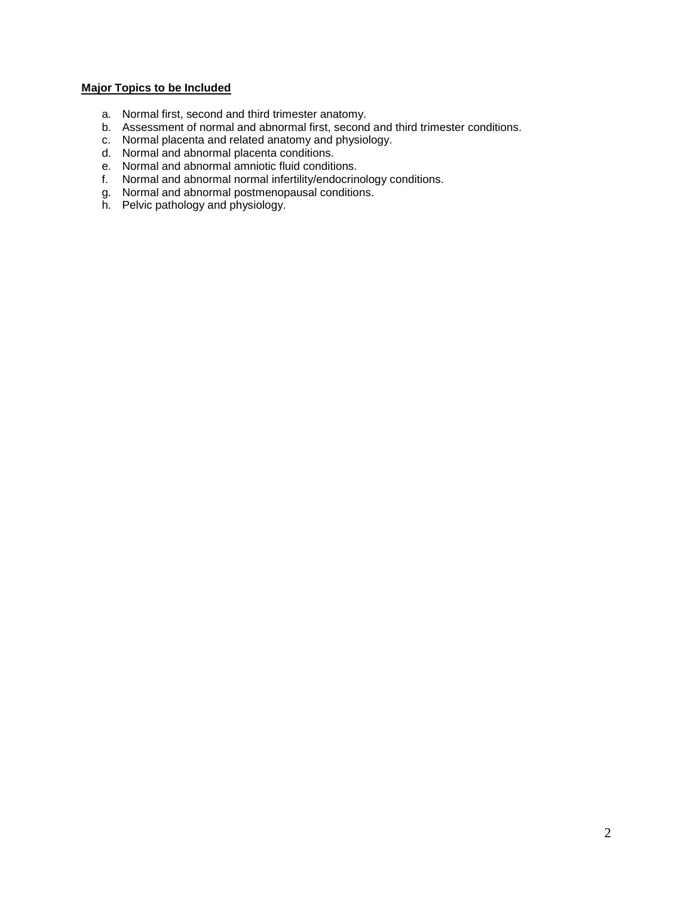**Major Topics to be Included**

a. Normal first, second and third trimester anatomy.
b. Assessment of normal and abnormal first, second and third trimester conditions.
c. Normal placenta and related anatomy and physiology.
d. Normal and abnormal placenta conditions.
e. Normal and abnormal amniotic fluid conditions.
f. Normal and abnormal normal infertility/endocrinology conditions.
g. Normal and abnormal postmenopausal conditions.
h. Pelvic pathology and physiology.